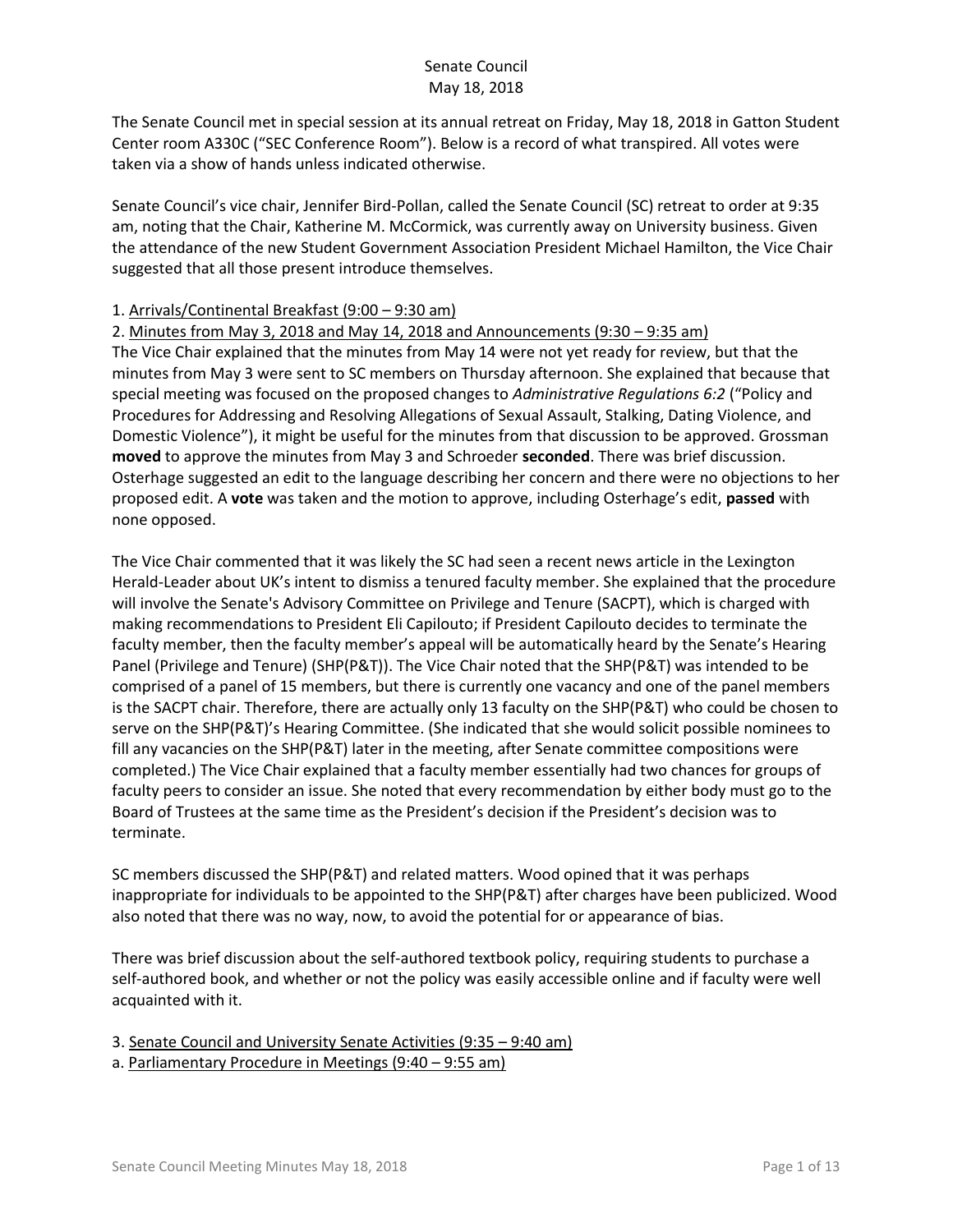Senate Council
May 18, 2018

The Senate Council met in special session at its annual retreat on Friday, May 18, 2018 in Gatton Student Center room A330C ("SEC Conference Room"). Below is a record of what transpired. All votes were taken via a show of hands unless indicated otherwise.

Senate Council's vice chair, Jennifer Bird-Pollan, called the Senate Council (SC) retreat to order at 9:35 am, noting that the Chair, Katherine M. McCormick, was currently away on University business. Given the attendance of the new Student Government Association President Michael Hamilton, the Vice Chair suggested that all those present introduce themselves.

1. Arrivals/Continental Breakfast (9:00 – 9:30 am)

2. Minutes from May 3, 2018 and May 14, 2018 and Announcements (9:30 – 9:35 am)

The Vice Chair explained that the minutes from May 14 were not yet ready for review, but that the minutes from May 3 were sent to SC members on Thursday afternoon. She explained that because that special meeting was focused on the proposed changes to *Administrative Regulations 6:2* ("Policy and Procedures for Addressing and Resolving Allegations of Sexual Assault, Stalking, Dating Violence, and Domestic Violence"), it might be useful for the minutes from that discussion to be approved. Grossman **moved** to approve the minutes from May 3 and Schroeder **seconded**. There was brief discussion. Osterhage suggested an edit to the language describing her concern and there were no objections to her proposed edit. A **vote** was taken and the motion to approve, including Osterhage's edit, **passed** with none opposed.

The Vice Chair commented that it was likely the SC had seen a recent news article in the Lexington Herald-Leader about UK's intent to dismiss a tenured faculty member. She explained that the procedure will involve the Senate's Advisory Committee on Privilege and Tenure (SACPT), which is charged with making recommendations to President Eli Capilouto; if President Capilouto decides to terminate the faculty member, then the faculty member's appeal will be automatically heard by the Senate's Hearing Panel (Privilege and Tenure) (SHP(P&T)). The Vice Chair noted that the SHP(P&T) was intended to be comprised of a panel of 15 members, but there is currently one vacancy and one of the panel members is the SACPT chair. Therefore, there are actually only 13 faculty on the SHP(P&T) who could be chosen to serve on the SHP(P&T)'s Hearing Committee. (She indicated that she would solicit possible nominees to fill any vacancies on the SHP(P&T) later in the meeting, after Senate committee compositions were completed.) The Vice Chair explained that a faculty member essentially had two chances for groups of faculty peers to consider an issue. She noted that every recommendation by either body must go to the Board of Trustees at the same time as the President's decision if the President's decision was to terminate.

SC members discussed the SHP(P&T) and related matters. Wood opined that it was perhaps inappropriate for individuals to be appointed to the SHP(P&T) after charges have been publicized. Wood also noted that there was no way, now, to avoid the potential for or appearance of bias.

There was brief discussion about the self-authored textbook policy, requiring students to purchase a self-authored book, and whether or not the policy was easily accessible online and if faculty were well acquainted with it.

3. Senate Council and University Senate Activities (9:35 – 9:40 am)

a. Parliamentary Procedure in Meetings (9:40 – 9:55 am)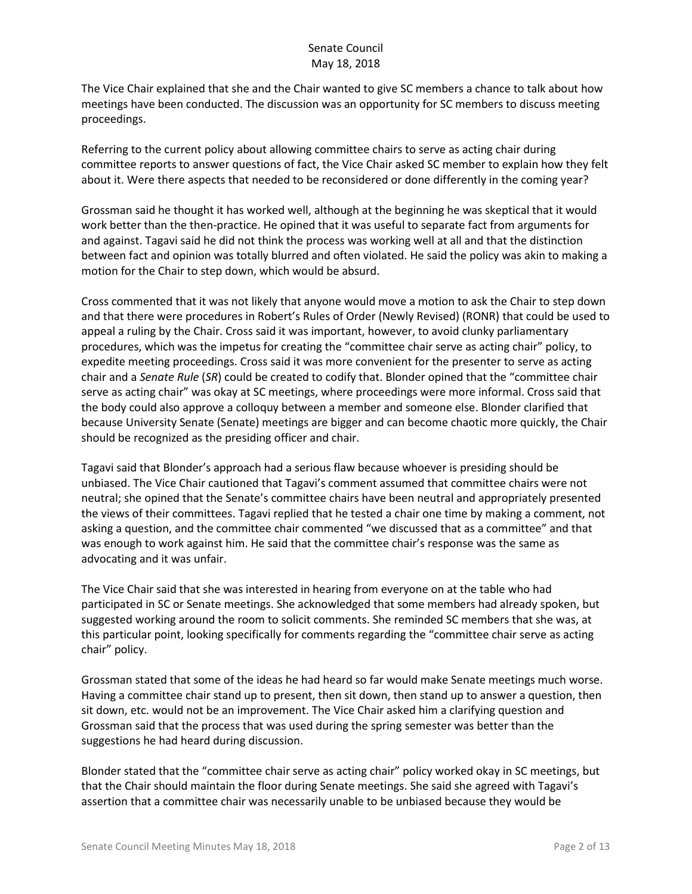The Vice Chair explained that she and the Chair wanted to give SC members a chance to talk about how meetings have been conducted. The discussion was an opportunity for SC members to discuss meeting proceedings.

Referring to the current policy about allowing committee chairs to serve as acting chair during committee reports to answer questions of fact, the Vice Chair asked SC member to explain how they felt about it. Were there aspects that needed to be reconsidered or done differently in the coming year?

Grossman said he thought it has worked well, although at the beginning he was skeptical that it would work better than the then-practice. He opined that it was useful to separate fact from arguments for and against. Tagavi said he did not think the process was working well at all and that the distinction between fact and opinion was totally blurred and often violated. He said the policy was akin to making a motion for the Chair to step down, which would be absurd.

Cross commented that it was not likely that anyone would move a motion to ask the Chair to step down and that there were procedures in Robert's Rules of Order (Newly Revised) (RONR) that could be used to appeal a ruling by the Chair. Cross said it was important, however, to avoid clunky parliamentary procedures, which was the impetus for creating the "committee chair serve as acting chair" policy, to expedite meeting proceedings. Cross said it was more convenient for the presenter to serve as acting chair and a *Senate Rule* (*SR*) could be created to codify that. Blonder opined that the "committee chair serve as acting chair" was okay at SC meetings, where proceedings were more informal. Cross said that the body could also approve a colloquy between a member and someone else. Blonder clarified that because University Senate (Senate) meetings are bigger and can become chaotic more quickly, the Chair should be recognized as the presiding officer and chair.

Tagavi said that Blonder's approach had a serious flaw because whoever is presiding should be unbiased. The Vice Chair cautioned that Tagavi's comment assumed that committee chairs were not neutral; she opined that the Senate's committee chairs have been neutral and appropriately presented the views of their committees. Tagavi replied that he tested a chair one time by making a comment, not asking a question, and the committee chair commented "we discussed that as a committee" and that was enough to work against him. He said that the committee chair's response was the same as advocating and it was unfair.

The Vice Chair said that she was interested in hearing from everyone on at the table who had participated in SC or Senate meetings. She acknowledged that some members had already spoken, but suggested working around the room to solicit comments. She reminded SC members that she was, at this particular point, looking specifically for comments regarding the "committee chair serve as acting chair" policy.

Grossman stated that some of the ideas he had heard so far would make Senate meetings much worse. Having a committee chair stand up to present, then sit down, then stand up to answer a question, then sit down, etc. would not be an improvement. The Vice Chair asked him a clarifying question and Grossman said that the process that was used during the spring semester was better than the suggestions he had heard during discussion.

Blonder stated that the "committee chair serve as acting chair" policy worked okay in SC meetings, but that the Chair should maintain the floor during Senate meetings. She said she agreed with Tagavi's assertion that a committee chair was necessarily unable to be unbiased because they would be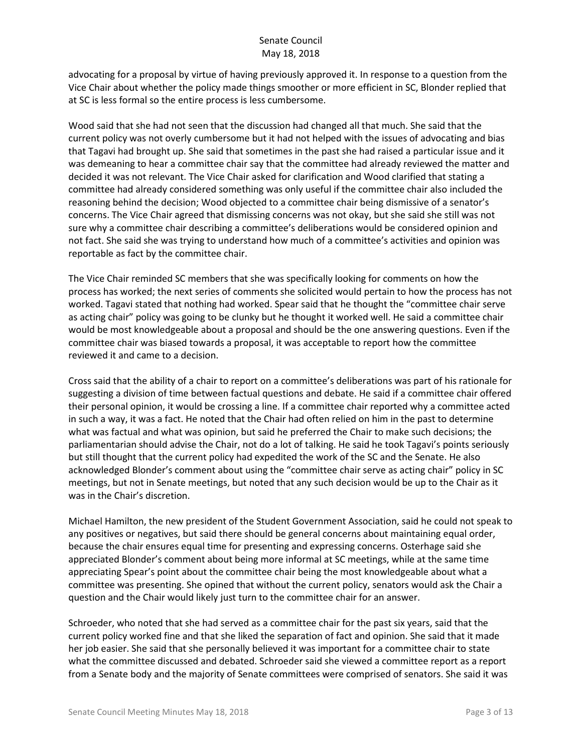advocating for a proposal by virtue of having previously approved it. In response to a question from the Vice Chair about whether the policy made things smoother or more efficient in SC, Blonder replied that at SC is less formal so the entire process is less cumbersome.

Wood said that she had not seen that the discussion had changed all that much. She said that the current policy was not overly cumbersome but it had not helped with the issues of advocating and bias that Tagavi had brought up. She said that sometimes in the past she had raised a particular issue and it was demeaning to hear a committee chair say that the committee had already reviewed the matter and decided it was not relevant. The Vice Chair asked for clarification and Wood clarified that stating a committee had already considered something was only useful if the committee chair also included the reasoning behind the decision; Wood objected to a committee chair being dismissive of a senator's concerns. The Vice Chair agreed that dismissing concerns was not okay, but she said she still was not sure why a committee chair describing a committee's deliberations would be considered opinion and not fact. She said she was trying to understand how much of a committee's activities and opinion was reportable as fact by the committee chair.

The Vice Chair reminded SC members that she was specifically looking for comments on how the process has worked; the next series of comments she solicited would pertain to how the process has not worked. Tagavi stated that nothing had worked. Spear said that he thought the "committee chair serve as acting chair" policy was going to be clunky but he thought it worked well. He said a committee chair would be most knowledgeable about a proposal and should be the one answering questions. Even if the committee chair was biased towards a proposal, it was acceptable to report how the committee reviewed it and came to a decision.

Cross said that the ability of a chair to report on a committee's deliberations was part of his rationale for suggesting a division of time between factual questions and debate. He said if a committee chair offered their personal opinion, it would be crossing a line. If a committee chair reported why a committee acted in such a way, it was a fact. He noted that the Chair had often relied on him in the past to determine what was factual and what was opinion, but said he preferred the Chair to make such decisions; the parliamentarian should advise the Chair, not do a lot of talking. He said he took Tagavi's points seriously but still thought that the current policy had expedited the work of the SC and the Senate. He also acknowledged Blonder's comment about using the "committee chair serve as acting chair" policy in SC meetings, but not in Senate meetings, but noted that any such decision would be up to the Chair as it was in the Chair's discretion.

Michael Hamilton, the new president of the Student Government Association, said he could not speak to any positives or negatives, but said there should be general concerns about maintaining equal order, because the chair ensures equal time for presenting and expressing concerns. Osterhage said she appreciated Blonder's comment about being more informal at SC meetings, while at the same time appreciating Spear's point about the committee chair being the most knowledgeable about what a committee was presenting. She opined that without the current policy, senators would ask the Chair a question and the Chair would likely just turn to the committee chair for an answer.

Schroeder, who noted that she had served as a committee chair for the past six years, said that the current policy worked fine and that she liked the separation of fact and opinion. She said that it made her job easier. She said that she personally believed it was important for a committee chair to state what the committee discussed and debated. Schroeder said she viewed a committee report as a report from a Senate body and the majority of Senate committees were comprised of senators. She said it was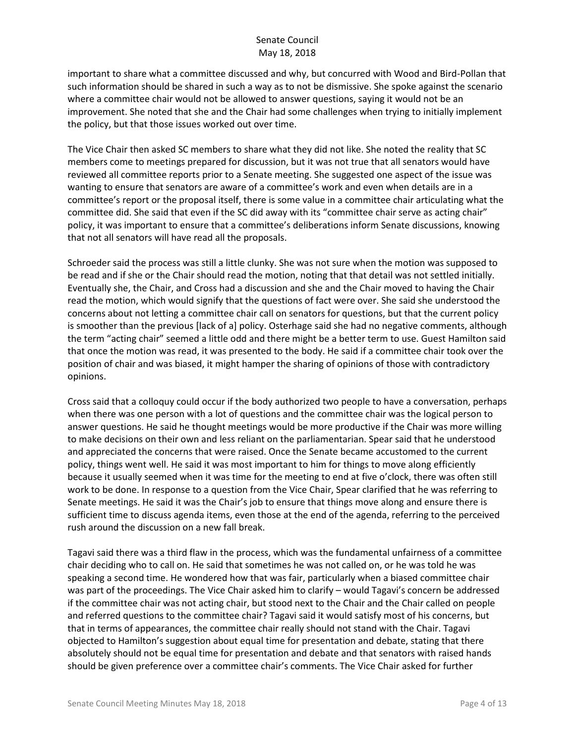important to share what a committee discussed and why, but concurred with Wood and Bird-Pollan that such information should be shared in such a way as to not be dismissive. She spoke against the scenario where a committee chair would not be allowed to answer questions, saying it would not be an improvement. She noted that she and the Chair had some challenges when trying to initially implement the policy, but that those issues worked out over time.

The Vice Chair then asked SC members to share what they did not like. She noted the reality that SC members come to meetings prepared for discussion, but it was not true that all senators would have reviewed all committee reports prior to a Senate meeting. She suggested one aspect of the issue was wanting to ensure that senators are aware of a committee's work and even when details are in a committee's report or the proposal itself, there is some value in a committee chair articulating what the committee did. She said that even if the SC did away with its "committee chair serve as acting chair" policy, it was important to ensure that a committee's deliberations inform Senate discussions, knowing that not all senators will have read all the proposals.

Schroeder said the process was still a little clunky. She was not sure when the motion was supposed to be read and if she or the Chair should read the motion, noting that that detail was not settled initially. Eventually she, the Chair, and Cross had a discussion and she and the Chair moved to having the Chair read the motion, which would signify that the questions of fact were over. She said she understood the concerns about not letting a committee chair call on senators for questions, but that the current policy is smoother than the previous [lack of a] policy. Osterhage said she had no negative comments, although the term "acting chair" seemed a little odd and there might be a better term to use. Guest Hamilton said that once the motion was read, it was presented to the body. He said if a committee chair took over the position of chair and was biased, it might hamper the sharing of opinions of those with contradictory opinions.

Cross said that a colloquy could occur if the body authorized two people to have a conversation, perhaps when there was one person with a lot of questions and the committee chair was the logical person to answer questions. He said he thought meetings would be more productive if the Chair was more willing to make decisions on their own and less reliant on the parliamentarian. Spear said that he understood and appreciated the concerns that were raised. Once the Senate became accustomed to the current policy, things went well. He said it was most important to him for things to move along efficiently because it usually seemed when it was time for the meeting to end at five o'clock, there was often still work to be done. In response to a question from the Vice Chair, Spear clarified that he was referring to Senate meetings. He said it was the Chair's job to ensure that things move along and ensure there is sufficient time to discuss agenda items, even those at the end of the agenda, referring to the perceived rush around the discussion on a new fall break.

Tagavi said there was a third flaw in the process, which was the fundamental unfairness of a committee chair deciding who to call on. He said that sometimes he was not called on, or he was told he was speaking a second time. He wondered how that was fair, particularly when a biased committee chair was part of the proceedings. The Vice Chair asked him to clarify – would Tagavi's concern be addressed if the committee chair was not acting chair, but stood next to the Chair and the Chair called on people and referred questions to the committee chair? Tagavi said it would satisfy most of his concerns, but that in terms of appearances, the committee chair really should not stand with the Chair. Tagavi objected to Hamilton's suggestion about equal time for presentation and debate, stating that there absolutely should not be equal time for presentation and debate and that senators with raised hands should be given preference over a committee chair's comments. The Vice Chair asked for further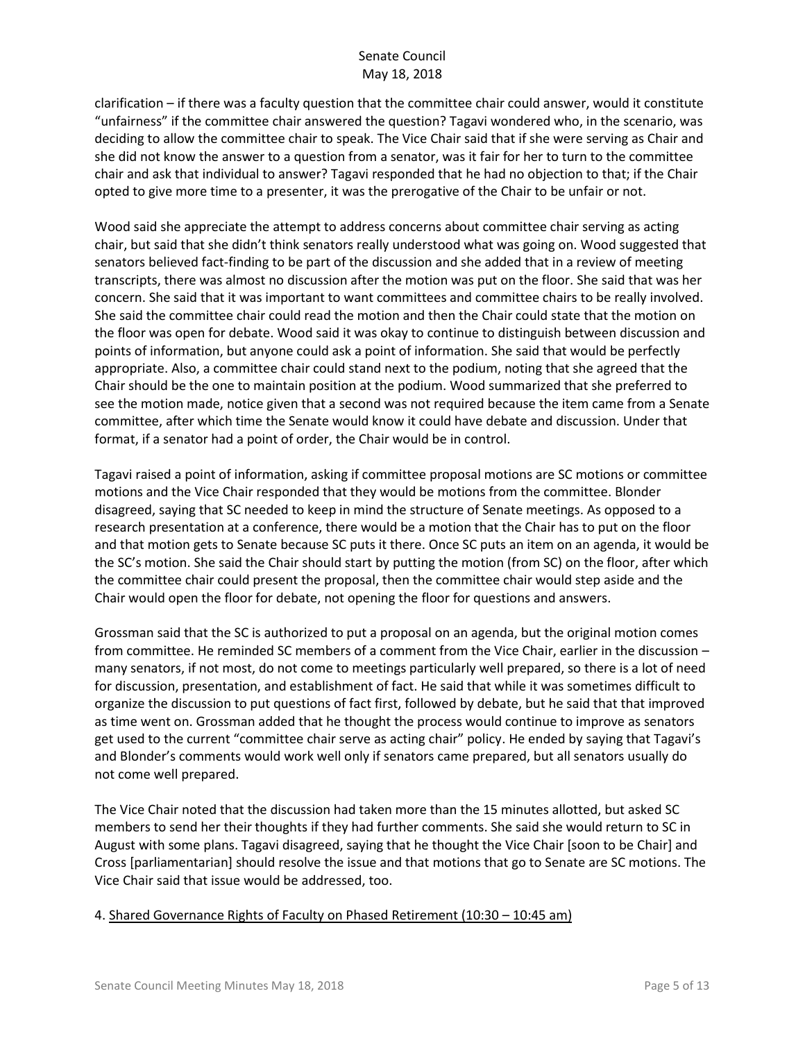clarification – if there was a faculty question that the committee chair could answer, would it constitute "unfairness" if the committee chair answered the question? Tagavi wondered who, in the scenario, was deciding to allow the committee chair to speak. The Vice Chair said that if she were serving as Chair and she did not know the answer to a question from a senator, was it fair for her to turn to the committee chair and ask that individual to answer? Tagavi responded that he had no objection to that; if the Chair opted to give more time to a presenter, it was the prerogative of the Chair to be unfair or not.

Wood said she appreciate the attempt to address concerns about committee chair serving as acting chair, but said that she didn't think senators really understood what was going on. Wood suggested that senators believed fact-finding to be part of the discussion and she added that in a review of meeting transcripts, there was almost no discussion after the motion was put on the floor. She said that was her concern. She said that it was important to want committees and committee chairs to be really involved. She said the committee chair could read the motion and then the Chair could state that the motion on the floor was open for debate. Wood said it was okay to continue to distinguish between discussion and points of information, but anyone could ask a point of information. She said that would be perfectly appropriate. Also, a committee chair could stand next to the podium, noting that she agreed that the Chair should be the one to maintain position at the podium. Wood summarized that she preferred to see the motion made, notice given that a second was not required because the item came from a Senate committee, after which time the Senate would know it could have debate and discussion. Under that format, if a senator had a point of order, the Chair would be in control.

Tagavi raised a point of information, asking if committee proposal motions are SC motions or committee motions and the Vice Chair responded that they would be motions from the committee. Blonder disagreed, saying that SC needed to keep in mind the structure of Senate meetings. As opposed to a research presentation at a conference, there would be a motion that the Chair has to put on the floor and that motion gets to Senate because SC puts it there. Once SC puts an item on an agenda, it would be the SC's motion. She said the Chair should start by putting the motion (from SC) on the floor, after which the committee chair could present the proposal, then the committee chair would step aside and the Chair would open the floor for debate, not opening the floor for questions and answers.

Grossman said that the SC is authorized to put a proposal on an agenda, but the original motion comes from committee. He reminded SC members of a comment from the Vice Chair, earlier in the discussion – many senators, if not most, do not come to meetings particularly well prepared, so there is a lot of need for discussion, presentation, and establishment of fact. He said that while it was sometimes difficult to organize the discussion to put questions of fact first, followed by debate, but he said that that improved as time went on. Grossman added that he thought the process would continue to improve as senators get used to the current "committee chair serve as acting chair" policy. He ended by saying that Tagavi's and Blonder's comments would work well only if senators came prepared, but all senators usually do not come well prepared.

The Vice Chair noted that the discussion had taken more than the 15 minutes allotted, but asked SC members to send her their thoughts if they had further comments. She said she would return to SC in August with some plans. Tagavi disagreed, saying that he thought the Vice Chair [soon to be Chair] and Cross [parliamentarian] should resolve the issue and that motions that go to Senate are SC motions. The Vice Chair said that issue would be addressed, too.

4. <u>Shared Governance Rights of Faculty on Phased Retirement (10:30 – 10:45 am)</u>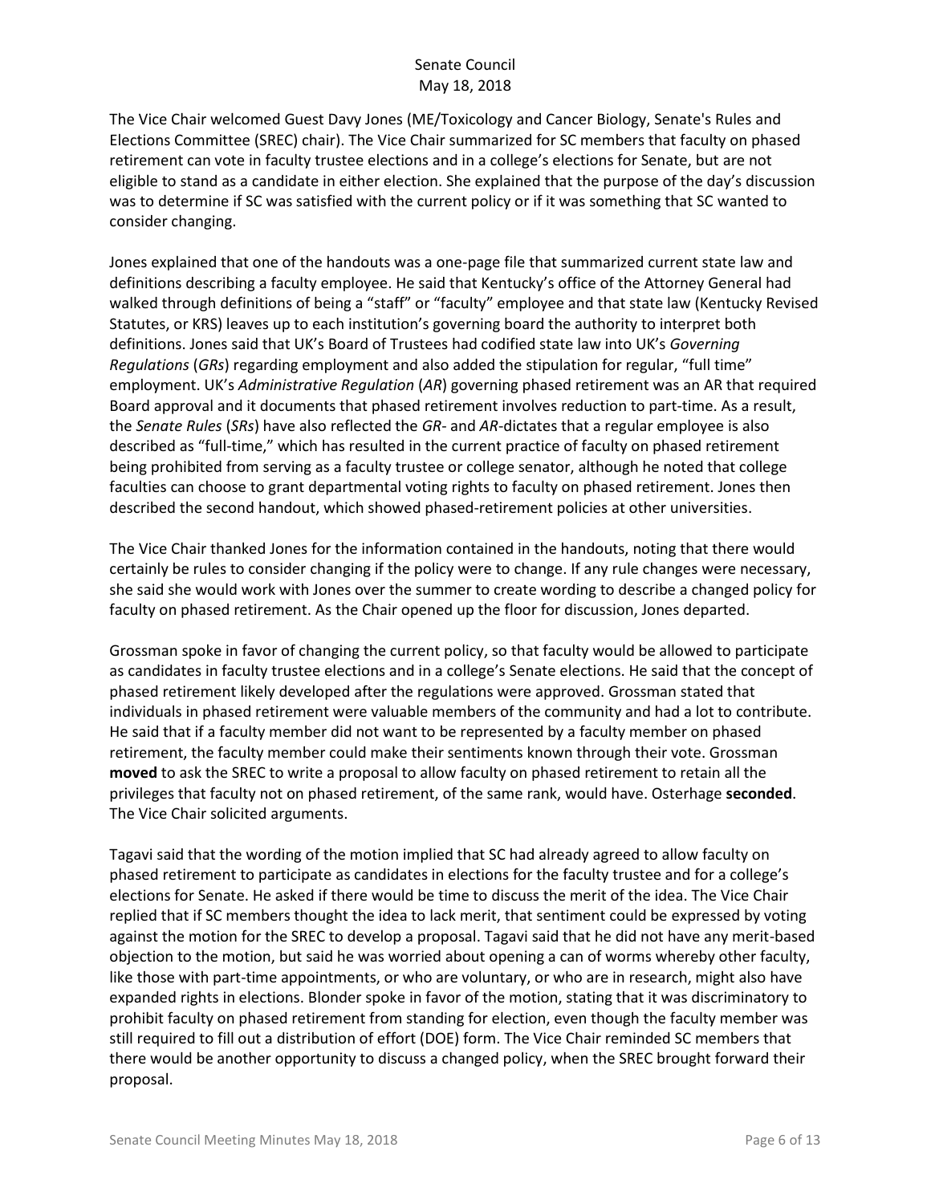The Vice Chair welcomed Guest Davy Jones (ME/Toxicology and Cancer Biology, Senate's Rules and Elections Committee (SREC) chair). The Vice Chair summarized for SC members that faculty on phased retirement can vote in faculty trustee elections and in a college's elections for Senate, but are not eligible to stand as a candidate in either election. She explained that the purpose of the day's discussion was to determine if SC was satisfied with the current policy or if it was something that SC wanted to consider changing.

Jones explained that one of the handouts was a one-page file that summarized current state law and definitions describing a faculty employee. He said that Kentucky's office of the Attorney General had walked through definitions of being a "staff" or "faculty" employee and that state law (Kentucky Revised Statutes, or KRS) leaves up to each institution's governing board the authority to interpret both definitions. Jones said that UK's Board of Trustees had codified state law into UK's *Governing Regulations* (*GRs*) regarding employment and also added the stipulation for regular, "full time" employment. UK's *Administrative Regulation* (*AR*) governing phased retirement was an AR that required Board approval and it documents that phased retirement involves reduction to part-time. As a result, the *Senate Rules* (*SRs*) have also reflected the *GR*- and *AR*-dictates that a regular employee is also described as "full-time," which has resulted in the current practice of faculty on phased retirement being prohibited from serving as a faculty trustee or college senator, although he noted that college faculties can choose to grant departmental voting rights to faculty on phased retirement. Jones then described the second handout, which showed phased-retirement policies at other universities.

The Vice Chair thanked Jones for the information contained in the handouts, noting that there would certainly be rules to consider changing if the policy were to change. If any rule changes were necessary, she said she would work with Jones over the summer to create wording to describe a changed policy for faculty on phased retirement. As the Chair opened up the floor for discussion, Jones departed.

Grossman spoke in favor of changing the current policy, so that faculty would be allowed to participate as candidates in faculty trustee elections and in a college's Senate elections. He said that the concept of phased retirement likely developed after the regulations were approved. Grossman stated that individuals in phased retirement were valuable members of the community and had a lot to contribute. He said that if a faculty member did not want to be represented by a faculty member on phased retirement, the faculty member could make their sentiments known through their vote. Grossman **moved** to ask the SREC to write a proposal to allow faculty on phased retirement to retain all the privileges that faculty not on phased retirement, of the same rank, would have. Osterhage **seconded**. The Vice Chair solicited arguments.

Tagavi said that the wording of the motion implied that SC had already agreed to allow faculty on phased retirement to participate as candidates in elections for the faculty trustee and for a college's elections for Senate. He asked if there would be time to discuss the merit of the idea. The Vice Chair replied that if SC members thought the idea to lack merit, that sentiment could be expressed by voting against the motion for the SREC to develop a proposal. Tagavi said that he did not have any merit-based objection to the motion, but said he was worried about opening a can of worms whereby other faculty, like those with part-time appointments, or who are voluntary, or who are in research, might also have expanded rights in elections. Blonder spoke in favor of the motion, stating that it was discriminatory to prohibit faculty on phased retirement from standing for election, even though the faculty member was still required to fill out a distribution of effort (DOE) form. The Vice Chair reminded SC members that there would be another opportunity to discuss a changed policy, when the SREC brought forward their proposal.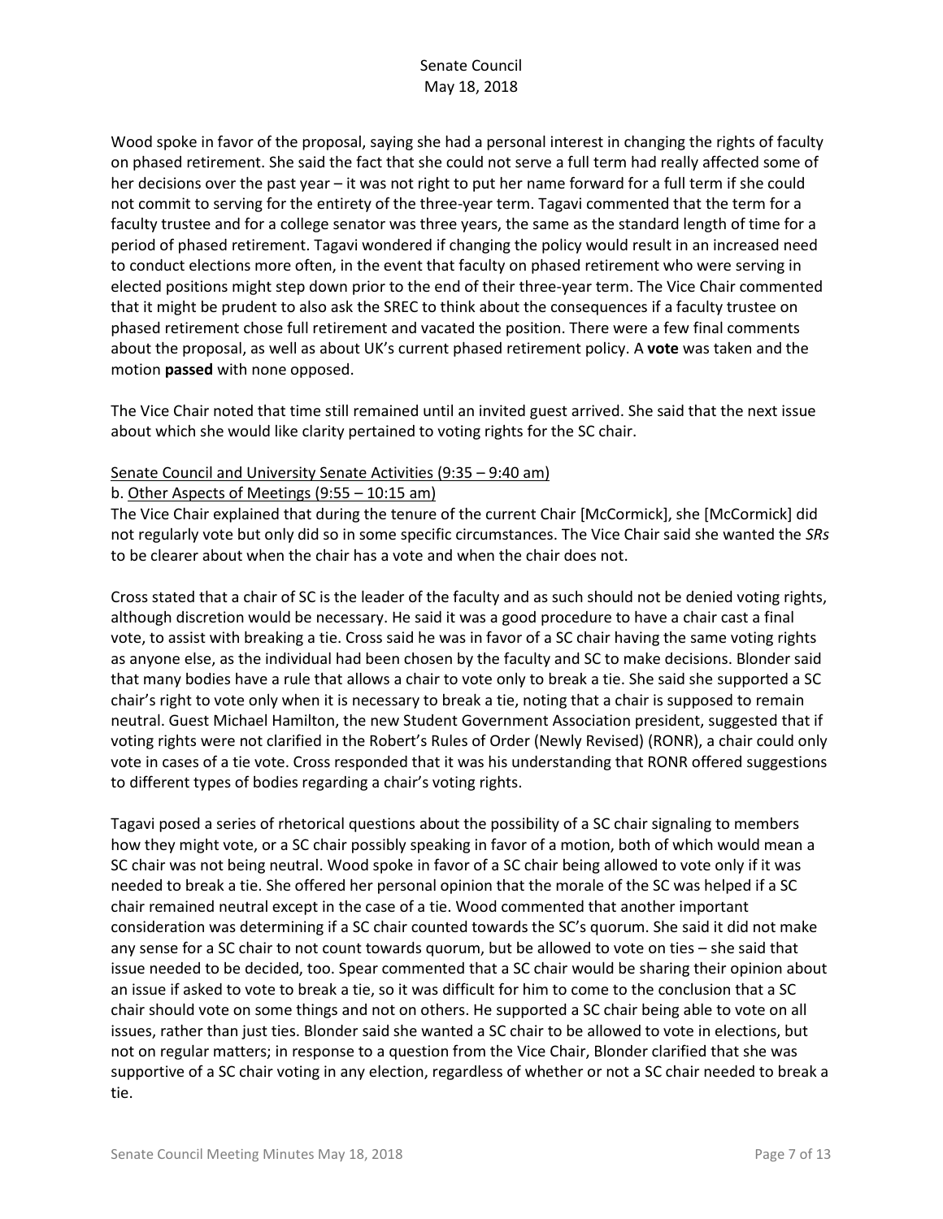Wood spoke in favor of the proposal, saying she had a personal interest in changing the rights of faculty on phased retirement. She said the fact that she could not serve a full term had really affected some of her decisions over the past year – it was not right to put her name forward for a full term if she could not commit to serving for the entirety of the three-year term. Tagavi commented that the term for a faculty trustee and for a college senator was three years, the same as the standard length of time for a period of phased retirement. Tagavi wondered if changing the policy would result in an increased need to conduct elections more often, in the event that faculty on phased retirement who were serving in elected positions might step down prior to the end of their three-year term. The Vice Chair commented that it might be prudent to also ask the SREC to think about the consequences if a faculty trustee on phased retirement chose full retirement and vacated the position. There were a few final comments about the proposal, as well as about UK's current phased retirement policy. A **vote** was taken and the motion **passed** with none opposed.

The Vice Chair noted that time still remained until an invited guest arrived. She said that the next issue about which she would like clarity pertained to voting rights for the SC chair.

<u>Senate Council and University Senate Activities (9:35 – 9:40 am)</u>
<u>b. Other Aspects of Meetings (9:55 – 10:15 am)</u>
The Vice Chair explained that during the tenure of the current Chair [McCormick], she [McCormick] did not regularly vote but only did so in some specific circumstances. The Vice Chair said she wanted the *SRs* to be clearer about when the chair has a vote and when the chair does not.

Cross stated that a chair of SC is the leader of the faculty and as such should not be denied voting rights, although discretion would be necessary. He said it was a good procedure to have a chair cast a final vote, to assist with breaking a tie. Cross said he was in favor of a SC chair having the same voting rights as anyone else, as the individual had been chosen by the faculty and SC to make decisions. Blonder said that many bodies have a rule that allows a chair to vote only to break a tie. She said she supported a SC chair's right to vote only when it is necessary to break a tie, noting that a chair is supposed to remain neutral. Guest Michael Hamilton, the new Student Government Association president, suggested that if voting rights were not clarified in the Robert's Rules of Order (Newly Revised) (RONR), a chair could only vote in cases of a tie vote. Cross responded that it was his understanding that RONR offered suggestions to different types of bodies regarding a chair's voting rights.

Tagavi posed a series of rhetorical questions about the possibility of a SC chair signaling to members how they might vote, or a SC chair possibly speaking in favor of a motion, both of which would mean a SC chair was not being neutral. Wood spoke in favor of a SC chair being allowed to vote only if it was needed to break a tie. She offered her personal opinion that the morale of the SC was helped if a SC chair remained neutral except in the case of a tie. Wood commented that another important consideration was determining if a SC chair counted towards the SC's quorum. She said it did not make any sense for a SC chair to not count towards quorum, but be allowed to vote on ties – she said that issue needed to be decided, too. Spear commented that a SC chair would be sharing their opinion about an issue if asked to vote to break a tie, so it was difficult for him to come to the conclusion that a SC chair should vote on some things and not on others. He supported a SC chair being able to vote on all issues, rather than just ties. Blonder said she wanted a SC chair to be allowed to vote in elections, but not on regular matters; in response to a question from the Vice Chair, Blonder clarified that she was supportive of a SC chair voting in any election, regardless of whether or not a SC chair needed to break a tie.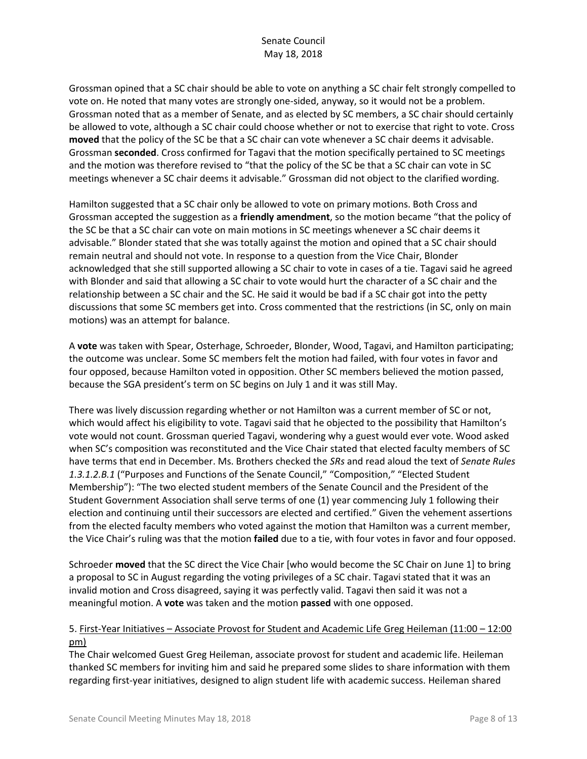Grossman opined that a SC chair should be able to vote on anything a SC chair felt strongly compelled to vote on. He noted that many votes are strongly one-sided, anyway, so it would not be a problem. Grossman noted that as a member of Senate, and as elected by SC members, a SC chair should certainly be allowed to vote, although a SC chair could choose whether or not to exercise that right to vote. Cross **moved** that the policy of the SC be that a SC chair can vote whenever a SC chair deems it advisable. Grossman **seconded**. Cross confirmed for Tagavi that the motion specifically pertained to SC meetings and the motion was therefore revised to "that the policy of the SC be that a SC chair can vote in SC meetings whenever a SC chair deems it advisable." Grossman did not object to the clarified wording.

Hamilton suggested that a SC chair only be allowed to vote on primary motions. Both Cross and Grossman accepted the suggestion as a **friendly amendment**, so the motion became "that the policy of the SC be that a SC chair can vote on main motions in SC meetings whenever a SC chair deems it advisable." Blonder stated that she was totally against the motion and opined that a SC chair should remain neutral and should not vote. In response to a question from the Vice Chair, Blonder acknowledged that she still supported allowing a SC chair to vote in cases of a tie. Tagavi said he agreed with Blonder and said that allowing a SC chair to vote would hurt the character of a SC chair and the relationship between a SC chair and the SC. He said it would be bad if a SC chair got into the petty discussions that some SC members get into. Cross commented that the restrictions (in SC, only on main motions) was an attempt for balance.

A **vote** was taken with Spear, Osterhage, Schroeder, Blonder, Wood, Tagavi, and Hamilton participating; the outcome was unclear. Some SC members felt the motion had failed, with four votes in favor and four opposed, because Hamilton voted in opposition. Other SC members believed the motion passed, because the SGA president's term on SC begins on July 1 and it was still May.

There was lively discussion regarding whether or not Hamilton was a current member of SC or not, which would affect his eligibility to vote. Tagavi said that he objected to the possibility that Hamilton's vote would not count. Grossman queried Tagavi, wondering why a guest would ever vote. Wood asked when SC's composition was reconstituted and the Vice Chair stated that elected faculty members of SC have terms that end in December. Ms. Brothers checked the *SRs* and read aloud the text of *Senate Rules 1.3.1.2.B.1* ("Purposes and Functions of the Senate Council," "Composition," "Elected Student Membership"): "The two elected student members of the Senate Council and the President of the Student Government Association shall serve terms of one (1) year commencing July 1 following their election and continuing until their successors are elected and certified." Given the vehement assertions from the elected faculty members who voted against the motion that Hamilton was a current member, the Vice Chair's ruling was that the motion **failed** due to a tie, with four votes in favor and four opposed.

Schroeder **moved** that the SC direct the Vice Chair [who would become the SC Chair on June 1] to bring a proposal to SC in August regarding the voting privileges of a SC chair. Tagavi stated that it was an invalid motion and Cross disagreed, saying it was perfectly valid. Tagavi then said it was not a meaningful motion. A **vote** was taken and the motion **passed** with one opposed.

5. <u>First-Year Initiatives – Associate Provost for Student and Academic Life Greg Heileman (11:00 – 12:00 pm)</u>

The Chair welcomed Guest Greg Heileman, associate provost for student and academic life. Heileman thanked SC members for inviting him and said he prepared some slides to share information with them regarding first-year initiatives, designed to align student life with academic success. Heileman shared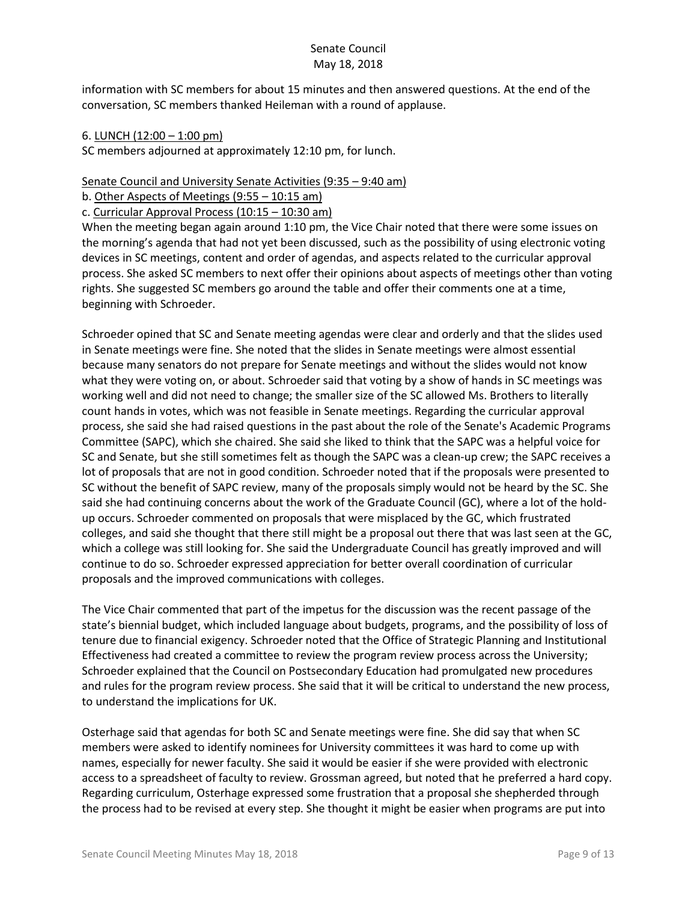information with SC members for about 15 minutes and then answered questions. At the end of the conversation, SC members thanked Heileman with a round of applause.

6. LUNCH (12:00 – 1:00 pm)
SC members adjourned at approximately 12:10 pm, for lunch.

Senate Council and University Senate Activities (9:35 – 9:40 am)
b. Other Aspects of Meetings (9:55 – 10:15 am)
c. Curricular Approval Process (10:15 – 10:30 am)
When the meeting began again around 1:10 pm, the Vice Chair noted that there were some issues on the morning's agenda that had not yet been discussed, such as the possibility of using electronic voting devices in SC meetings, content and order of agendas, and aspects related to the curricular approval process. She asked SC members to next offer their opinions about aspects of meetings other than voting rights. She suggested SC members go around the table and offer their comments one at a time, beginning with Schroeder.

Schroeder opined that SC and Senate meeting agendas were clear and orderly and that the slides used in Senate meetings were fine. She noted that the slides in Senate meetings were almost essential because many senators do not prepare for Senate meetings and without the slides would not know what they were voting on, or about. Schroeder said that voting by a show of hands in SC meetings was working well and did not need to change; the smaller size of the SC allowed Ms. Brothers to literally count hands in votes, which was not feasible in Senate meetings. Regarding the curricular approval process, she said she had raised questions in the past about the role of the Senate's Academic Programs Committee (SAPC), which she chaired. She said she liked to think that the SAPC was a helpful voice for SC and Senate, but she still sometimes felt as though the SAPC was a clean-up crew; the SAPC receives a lot of proposals that are not in good condition. Schroeder noted that if the proposals were presented to SC without the benefit of SAPC review, many of the proposals simply would not be heard by the SC. She said she had continuing concerns about the work of the Graduate Council (GC), where a lot of the hold-up occurs. Schroeder commented on proposals that were misplaced by the GC, which frustrated colleges, and said she thought that there still might be a proposal out there that was last seen at the GC, which a college was still looking for. She said the Undergraduate Council has greatly improved and will continue to do so. Schroeder expressed appreciation for better overall coordination of curricular proposals and the improved communications with colleges.

The Vice Chair commented that part of the impetus for the discussion was the recent passage of the state's biennial budget, which included language about budgets, programs, and the possibility of loss of tenure due to financial exigency. Schroeder noted that the Office of Strategic Planning and Institutional Effectiveness had created a committee to review the program review process across the University; Schroeder explained that the Council on Postsecondary Education had promulgated new procedures and rules for the program review process. She said that it will be critical to understand the new process, to understand the implications for UK.

Osterhage said that agendas for both SC and Senate meetings were fine. She did say that when SC members were asked to identify nominees for University committees it was hard to come up with names, especially for newer faculty. She said it would be easier if she were provided with electronic access to a spreadsheet of faculty to review. Grossman agreed, but noted that he preferred a hard copy. Regarding curriculum, Osterhage expressed some frustration that a proposal she shepherded through the process had to be revised at every step. She thought it might be easier when programs are put into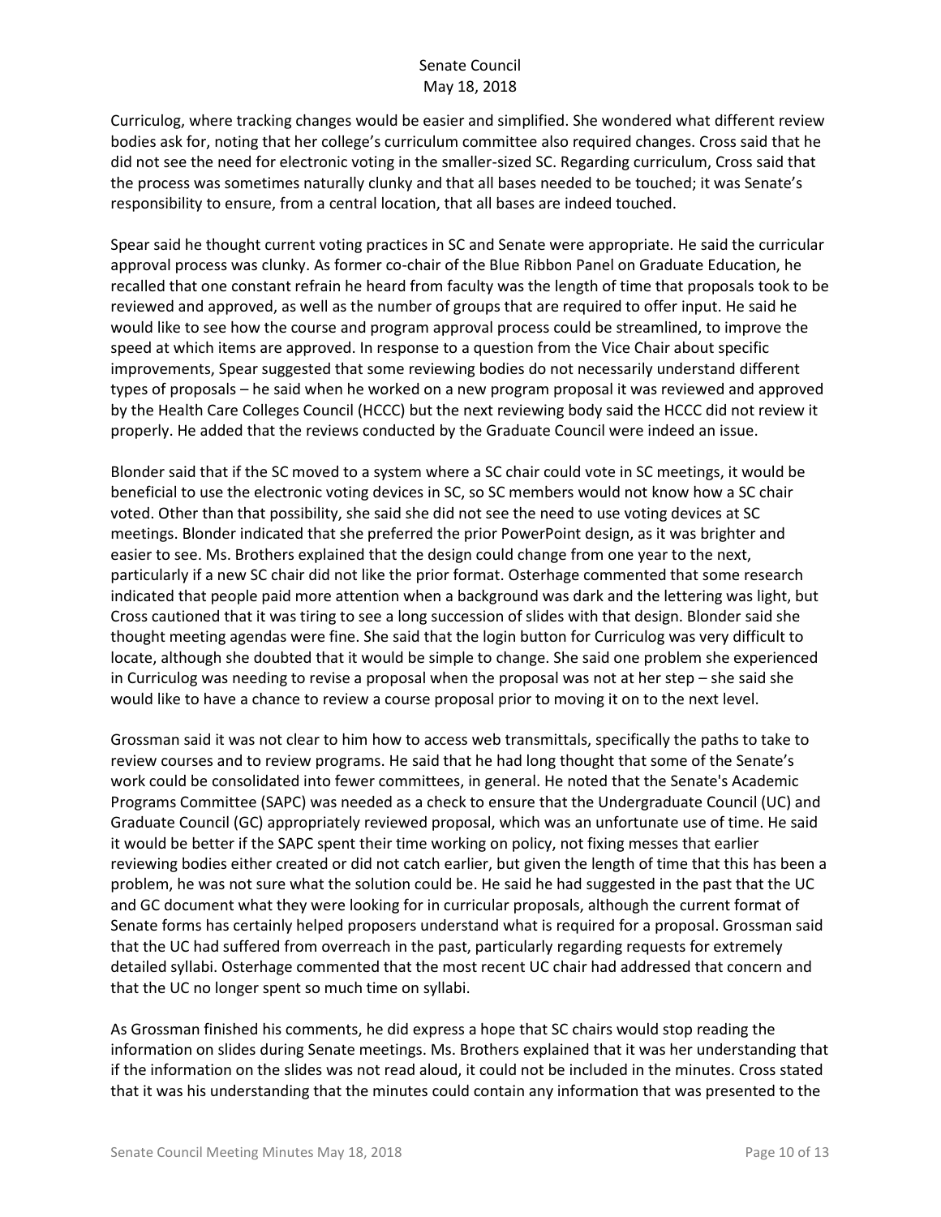Curriculog, where tracking changes would be easier and simplified. She wondered what different review bodies ask for, noting that her college's curriculum committee also required changes. Cross said that he did not see the need for electronic voting in the smaller-sized SC. Regarding curriculum, Cross said that the process was sometimes naturally clunky and that all bases needed to be touched; it was Senate's responsibility to ensure, from a central location, that all bases are indeed touched.

Spear said he thought current voting practices in SC and Senate were appropriate. He said the curricular approval process was clunky. As former co-chair of the Blue Ribbon Panel on Graduate Education, he recalled that one constant refrain he heard from faculty was the length of time that proposals took to be reviewed and approved, as well as the number of groups that are required to offer input. He said he would like to see how the course and program approval process could be streamlined, to improve the speed at which items are approved. In response to a question from the Vice Chair about specific improvements, Spear suggested that some reviewing bodies do not necessarily understand different types of proposals – he said when he worked on a new program proposal it was reviewed and approved by the Health Care Colleges Council (HCCC) but the next reviewing body said the HCCC did not review it properly. He added that the reviews conducted by the Graduate Council were indeed an issue.

Blonder said that if the SC moved to a system where a SC chair could vote in SC meetings, it would be beneficial to use the electronic voting devices in SC, so SC members would not know how a SC chair voted. Other than that possibility, she said she did not see the need to use voting devices at SC meetings. Blonder indicated that she preferred the prior PowerPoint design, as it was brighter and easier to see. Ms. Brothers explained that the design could change from one year to the next, particularly if a new SC chair did not like the prior format. Osterhage commented that some research indicated that people paid more attention when a background was dark and the lettering was light, but Cross cautioned that it was tiring to see a long succession of slides with that design. Blonder said she thought meeting agendas were fine. She said that the login button for Curriculog was very difficult to locate, although she doubted that it would be simple to change. She said one problem she experienced in Curriculog was needing to revise a proposal when the proposal was not at her step – she said she would like to have a chance to review a course proposal prior to moving it on to the next level.

Grossman said it was not clear to him how to access web transmittals, specifically the paths to take to review courses and to review programs. He said that he had long thought that some of the Senate's work could be consolidated into fewer committees, in general. He noted that the Senate's Academic Programs Committee (SAPC) was needed as a check to ensure that the Undergraduate Council (UC) and Graduate Council (GC) appropriately reviewed proposal, which was an unfortunate use of time. He said it would be better if the SAPC spent their time working on policy, not fixing messes that earlier reviewing bodies either created or did not catch earlier, but given the length of time that this has been a problem, he was not sure what the solution could be. He said he had suggested in the past that the UC and GC document what they were looking for in curricular proposals, although the current format of Senate forms has certainly helped proposers understand what is required for a proposal. Grossman said that the UC had suffered from overreach in the past, particularly regarding requests for extremely detailed syllabi. Osterhage commented that the most recent UC chair had addressed that concern and that the UC no longer spent so much time on syllabi.

As Grossman finished his comments, he did express a hope that SC chairs would stop reading the information on slides during Senate meetings. Ms. Brothers explained that it was her understanding that if the information on the slides was not read aloud, it could not be included in the minutes. Cross stated that it was his understanding that the minutes could contain any information that was presented to the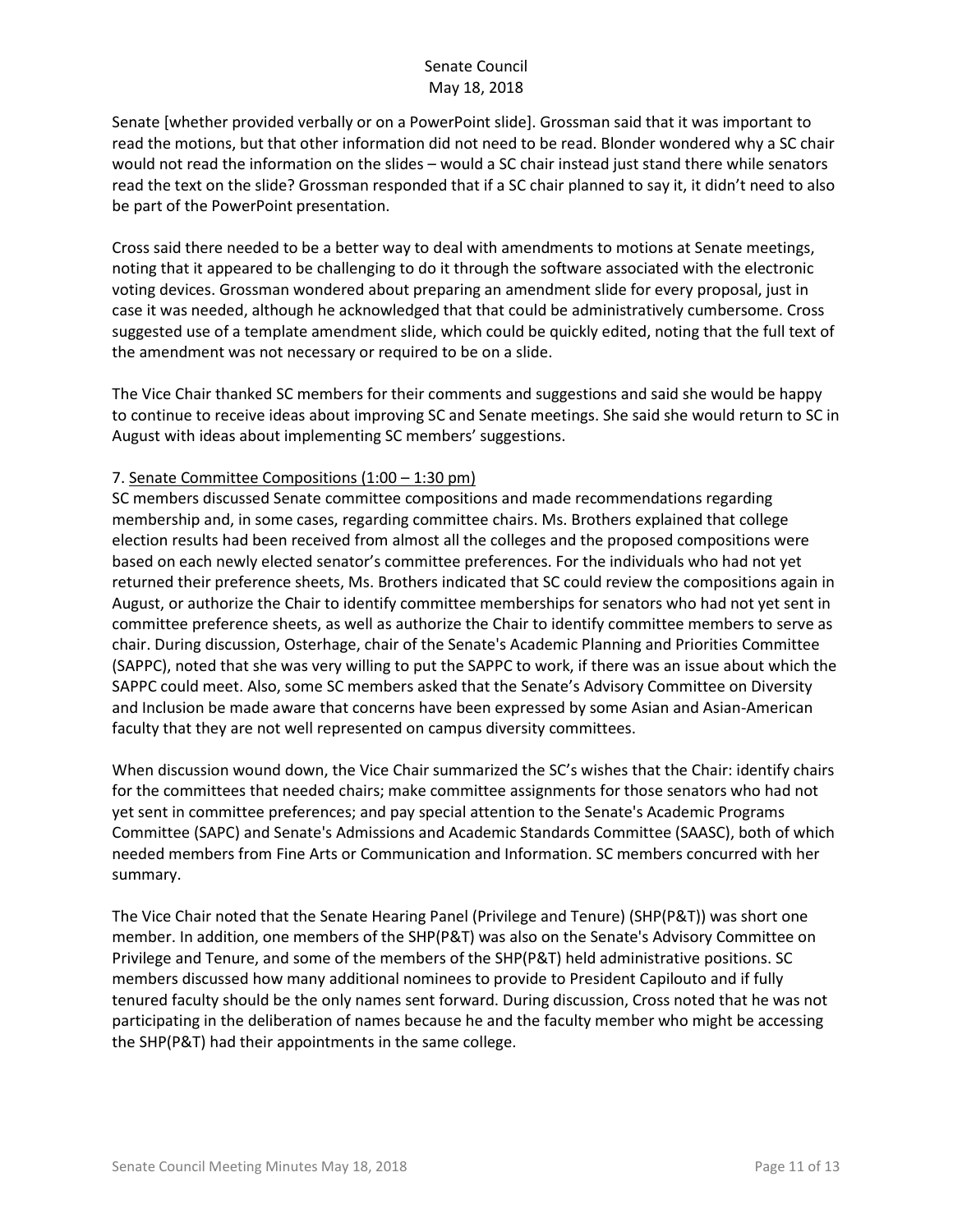Senate [whether provided verbally or on a PowerPoint slide]. Grossman said that it was important to read the motions, but that other information did not need to be read. Blonder wondered why a SC chair would not read the information on the slides – would a SC chair instead just stand there while senators read the text on the slide? Grossman responded that if a SC chair planned to say it, it didn't need to also be part of the PowerPoint presentation.

Cross said there needed to be a better way to deal with amendments to motions at Senate meetings, noting that it appeared to be challenging to do it through the software associated with the electronic voting devices. Grossman wondered about preparing an amendment slide for every proposal, just in case it was needed, although he acknowledged that that could be administratively cumbersome. Cross suggested use of a template amendment slide, which could be quickly edited, noting that the full text of the amendment was not necessary or required to be on a slide.

The Vice Chair thanked SC members for their comments and suggestions and said she would be happy to continue to receive ideas about improving SC and Senate meetings. She said she would return to SC in August with ideas about implementing SC members' suggestions.

7. Senate Committee Compositions (1:00 – 1:30 pm)

SC members discussed Senate committee compositions and made recommendations regarding membership and, in some cases, regarding committee chairs. Ms. Brothers explained that college election results had been received from almost all the colleges and the proposed compositions were based on each newly elected senator's committee preferences. For the individuals who had not yet returned their preference sheets, Ms. Brothers indicated that SC could review the compositions again in August, or authorize the Chair to identify committee memberships for senators who had not yet sent in committee preference sheets, as well as authorize the Chair to identify committee members to serve as chair. During discussion, Osterhage, chair of the Senate's Academic Planning and Priorities Committee (SAPPC), noted that she was very willing to put the SAPPC to work, if there was an issue about which the SAPPC could meet. Also, some SC members asked that the Senate's Advisory Committee on Diversity and Inclusion be made aware that concerns have been expressed by some Asian and Asian-American faculty that they are not well represented on campus diversity committees.

When discussion wound down, the Vice Chair summarized the SC's wishes that the Chair: identify chairs for the committees that needed chairs; make committee assignments for those senators who had not yet sent in committee preferences; and pay special attention to the Senate's Academic Programs Committee (SAPC) and Senate's Admissions and Academic Standards Committee (SAASC), both of which needed members from Fine Arts or Communication and Information. SC members concurred with her summary.

The Vice Chair noted that the Senate Hearing Panel (Privilege and Tenure) (SHP(P&T)) was short one member. In addition, one members of the SHP(P&T) was also on the Senate's Advisory Committee on Privilege and Tenure, and some of the members of the SHP(P&T) held administrative positions. SC members discussed how many additional nominees to provide to President Capilouto and if fully tenured faculty should be the only names sent forward. During discussion, Cross noted that he was not participating in the deliberation of names because he and the faculty member who might be accessing the SHP(P&T) had their appointments in the same college.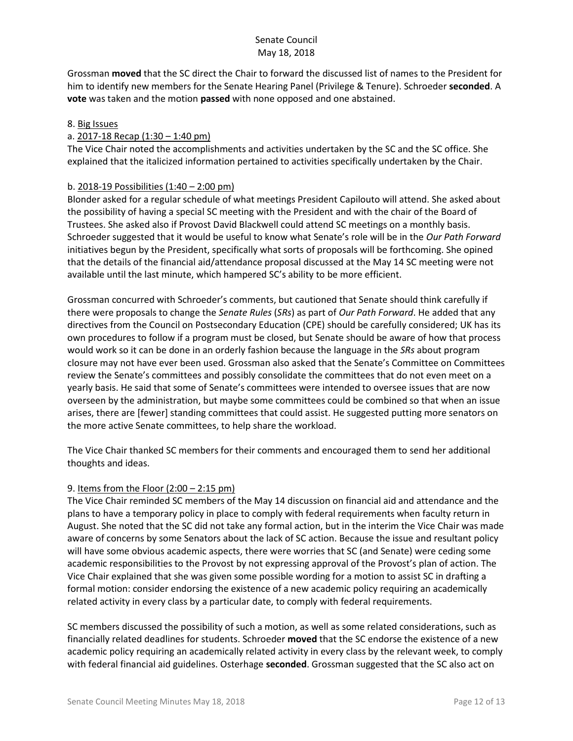Grossman **moved** that the SC direct the Chair to forward the discussed list of names to the President for him to identify new members for the Senate Hearing Panel (Privilege & Tenure). Schroeder **seconded**. A **vote** was taken and the motion **passed** with none opposed and one abstained.

8. Big Issues

a. 2017-18 Recap (1:30 – 1:40 pm)

The Vice Chair noted the accomplishments and activities undertaken by the SC and the SC office. She explained that the italicized information pertained to activities specifically undertaken by the Chair.

b. 2018-19 Possibilities (1:40 – 2:00 pm)

Blonder asked for a regular schedule of what meetings President Capilouto will attend. She asked about the possibility of having a special SC meeting with the President and with the chair of the Board of Trustees. She asked also if Provost David Blackwell could attend SC meetings on a monthly basis. Schroeder suggested that it would be useful to know what Senate's role will be in the *Our Path Forward* initiatives begun by the President, specifically what sorts of proposals will be forthcoming. She opined that the details of the financial aid/attendance proposal discussed at the May 14 SC meeting were not available until the last minute, which hampered SC's ability to be more efficient.

Grossman concurred with Schroeder's comments, but cautioned that Senate should think carefully if there were proposals to change the *Senate Rules* (*SRs*) as part of *Our Path Forward*. He added that any directives from the Council on Postsecondary Education (CPE) should be carefully considered; UK has its own procedures to follow if a program must be closed, but Senate should be aware of how that process would work so it can be done in an orderly fashion because the language in the *SRs* about program closure may not have ever been used. Grossman also asked that the Senate's Committee on Committees review the Senate's committees and possibly consolidate the committees that do not even meet on a yearly basis. He said that some of Senate's committees were intended to oversee issues that are now overseen by the administration, but maybe some committees could be combined so that when an issue arises, there are [fewer] standing committees that could assist. He suggested putting more senators on the more active Senate committees, to help share the workload.

The Vice Chair thanked SC members for their comments and encouraged them to send her additional thoughts and ideas.

9. Items from the Floor (2:00 – 2:15 pm)

The Vice Chair reminded SC members of the May 14 discussion on financial aid and attendance and the plans to have a temporary policy in place to comply with federal requirements when faculty return in August. She noted that the SC did not take any formal action, but in the interim the Vice Chair was made aware of concerns by some Senators about the lack of SC action. Because the issue and resultant policy will have some obvious academic aspects, there were worries that SC (and Senate) were ceding some academic responsibilities to the Provost by not expressing approval of the Provost's plan of action. The Vice Chair explained that she was given some possible wording for a motion to assist SC in drafting a formal motion: consider endorsing the existence of a new academic policy requiring an academically related activity in every class by a particular date, to comply with federal requirements.

SC members discussed the possibility of such a motion, as well as some related considerations, such as financially related deadlines for students. Schroeder **moved** that the SC endorse the existence of a new academic policy requiring an academically related activity in every class by the relevant week, to comply with federal financial aid guidelines. Osterhage **seconded**. Grossman suggested that the SC also act on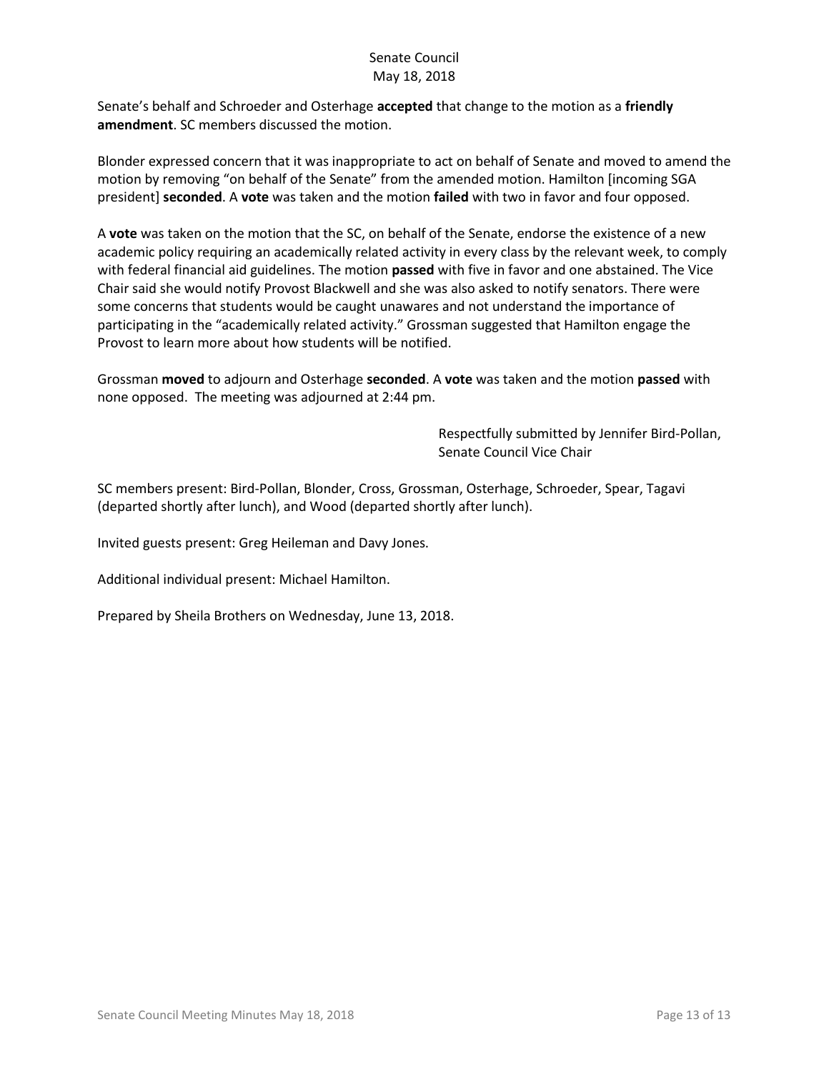Senate's behalf and Schroeder and Osterhage **accepted** that change to the motion as a **friendly amendment**. SC members discussed the motion.

Blonder expressed concern that it was inappropriate to act on behalf of Senate and moved to amend the motion by removing "on behalf of the Senate" from the amended motion. Hamilton [incoming SGA president] **seconded**. A **vote** was taken and the motion **failed** with two in favor and four opposed.

A **vote** was taken on the motion that the SC, on behalf of the Senate, endorse the existence of a new academic policy requiring an academically related activity in every class by the relevant week, to comply with federal financial aid guidelines. The motion **passed** with five in favor and one abstained. The Vice Chair said she would notify Provost Blackwell and she was also asked to notify senators. There were some concerns that students would be caught unawares and not understand the importance of participating in the "academically related activity." Grossman suggested that Hamilton engage the Provost to learn more about how students will be notified.

Grossman **moved** to adjourn and Osterhage **seconded**. A **vote** was taken and the motion **passed** with none opposed. The meeting was adjourned at 2:44 pm.

Respectfully submitted by Jennifer Bird-Pollan,
Senate Council Vice Chair

SC members present: Bird-Pollan, Blonder, Cross, Grossman, Osterhage, Schroeder, Spear, Tagavi (departed shortly after lunch), and Wood (departed shortly after lunch).

Invited guests present: Greg Heileman and Davy Jones.

Additional individual present: Michael Hamilton.

Prepared by Sheila Brothers on Wednesday, June 13, 2018.